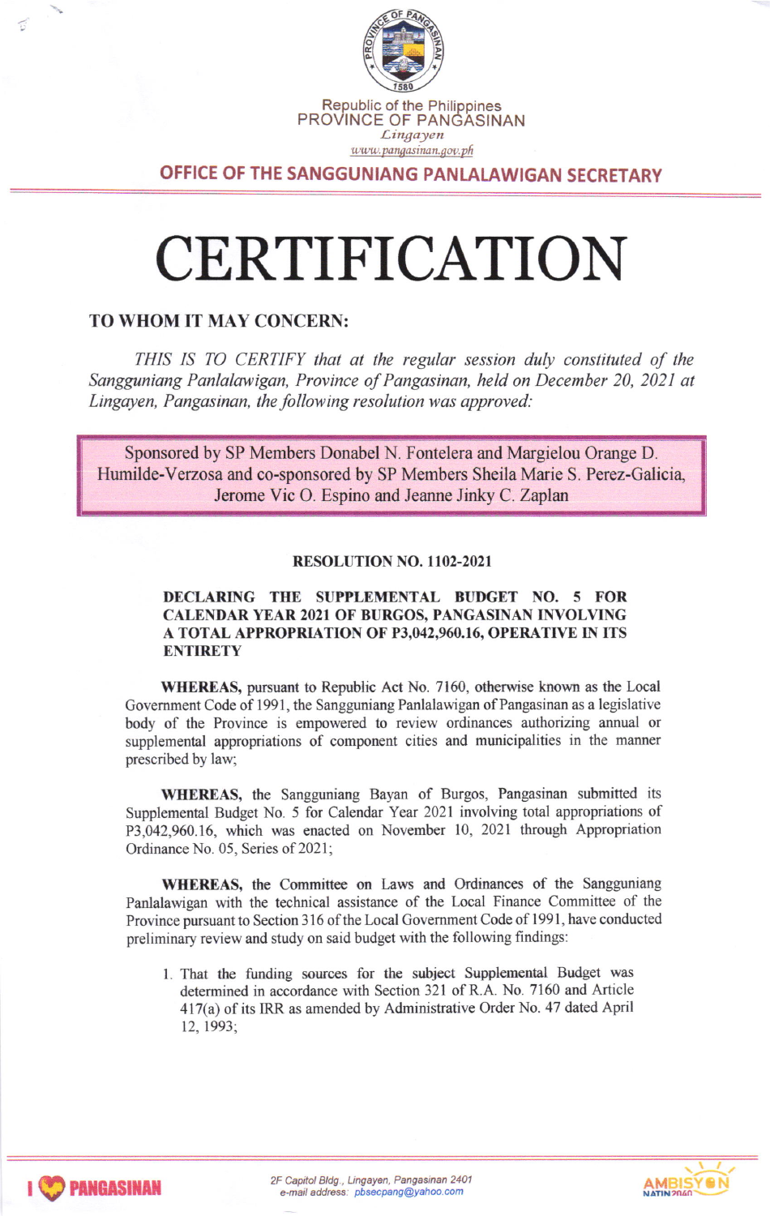Republic of the Philippines
PROVINCE OF PANGASINAN
*Lingayen*
*www.pangasinan.gov.ph*

**OFFICE OF THE SANGGUNIANG PANLALAWIGAN SECRETARY**

# CERTIFICATION

**TO WHOM IT MAY CONCERN:**

*THIS IS TO CERTIFY that at the regular session duly constituted of the Sangguniang Panlalawigan, Province of Pangasinan, held on December 20, 2021 at Lingayen, Pangasinan, the following resolution was approved:*

Sponsored by SP Members Donabel N. Fontelera and Margielou Orange D. Humilde-Verzosa and co-sponsored by SP Members Sheila Marie S. Perez-Galicia, Jerome Vic O. Espino and Jeanne Jinky C. Zaplan

**RESOLUTION NO. 1102-2021**

**DECLARING THE SUPPLEMENTAL BUDGET NO. 5 FOR CALENDAR YEAR 2021 OF BURGOS, PANGASINAN INVOLVING A TOTAL APPROPRIATION OF P3,042,960.16, OPERATIVE IN ITS ENTIRETY**

**WHEREAS,** pursuant to Republic Act No. 7160, otherwise known as the Local Government Code of 1991, the Sangguniang Panlalawigan of Pangasinan as a legislative body of the Province is empowered to review ordinances authorizing annual or supplemental appropriations of component cities and municipalities in the manner prescribed by law;

**WHEREAS,** the Sangguniang Bayan of Burgos, Pangasinan submitted its Supplemental Budget No. 5 for Calendar Year 2021 involving total appropriations of P3,042,960.16, which was enacted on November 10, 2021 through Appropriation Ordinance No. 05, Series of 2021;

**WHEREAS,** the Committee on Laws and Ordinances of the Sangguniang Panlalawigan with the technical assistance of the Local Finance Committee of the Province pursuant to Section 316 of the Local Government Code of 1991, have conducted preliminary review and study on said budget with the following findings:

1. That the funding sources for the subject Supplemental Budget was determined in accordance with Section 321 of R.A. No. 7160 and Article 417(a) of its IRR as amended by Administrative Order No. 47 dated April 12, 1993;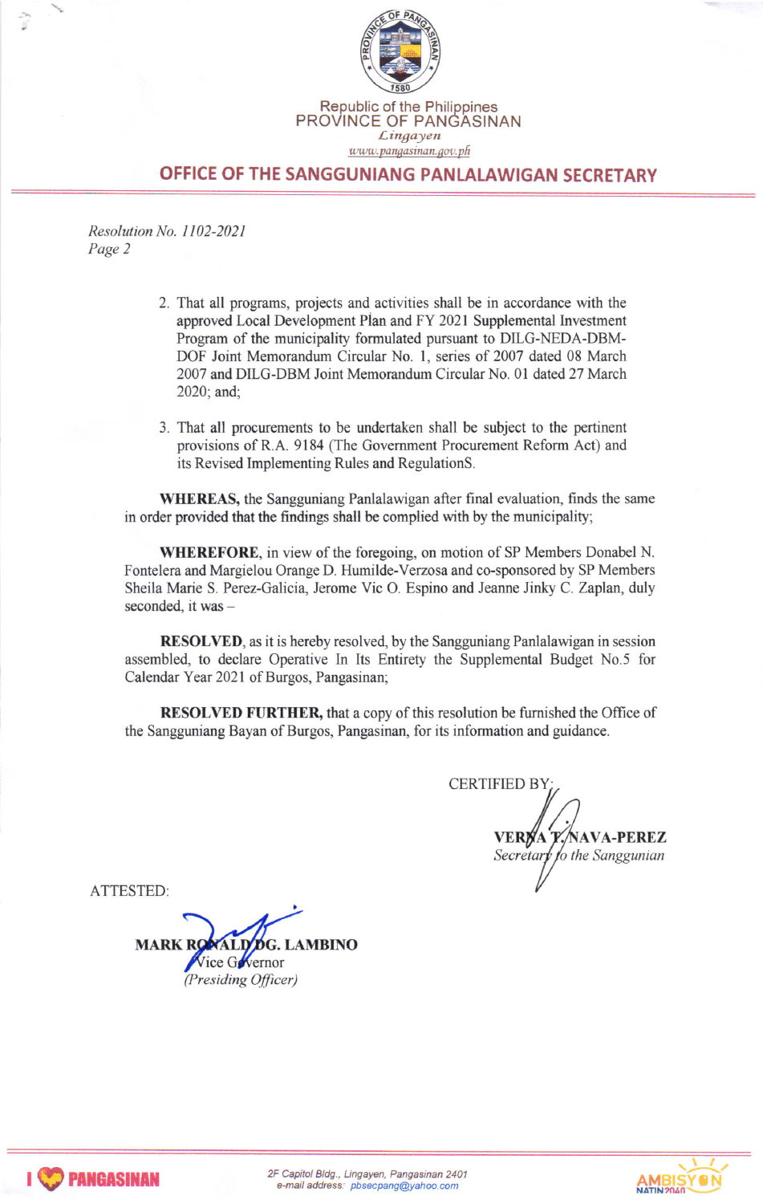Republic of the Philippines
PROVINCE OF PANGASINAN
*Lingayen*
www.pangasinan.gov.ph

## OFFICE OF THE SANGGUNIANG PANLALAWIGAN SECRETARY

*Resolution No. 1102-2021*
*Page 2*

2. That all programs, projects and activities shall be in accordance with the approved Local Development Plan and FY 2021 Supplemental Investment Program of the municipality formulated pursuant to DILG-NEDA-DBM-DOF Joint Memorandum Circular No. 1, series of 2007 dated 08 March 2007 and DILG-DBM Joint Memorandum Circular No. 01 dated 27 March 2020; and;

3. That all procurements to be undertaken shall be subject to the pertinent provisions of R.A. 9184 (The Government Procurement Reform Act) and its Revised Implementing Rules and RegulationS.

**WHEREAS,** the Sangguniang Panlalawigan after final evaluation, finds the same in order provided that the findings shall be complied with by the municipality;

**WHEREFORE,** in view of the foregoing, on motion of SP Members Donabel N. Fontelera and Margielou Orange D. Humilde-Verzosa and co-sponsored by SP Members Sheila Marie S. Perez-Galicia, Jerome Vic O. Espino and Jeanne Jinky C. Zaplan, duly seconded, it was –

**RESOLVED**, as it is hereby resolved, by the Sangguniang Panlalawigan in session assembled, to declare Operative In Its Entirety the Supplemental Budget No.5 for Calendar Year 2021 of Burgos, Pangasinan;

**RESOLVED FURTHER,** that a copy of this resolution be furnished the Office of the Sangguniang Bayan of Burgos, Pangasinan, for its information and guidance.

CERTIFIED BY:

**VERNA T. NAVA-PEREZ**
*Secretary to the Sanggunian*

ATTESTED:

**MARK RONALD DG. LAMBINO**
Vice Governor
*(Presiding Officer)*

2F Capitol Bldg., Lingayen, Pangasinan 2401
e-mail address: pbsecpang@yahoo.com